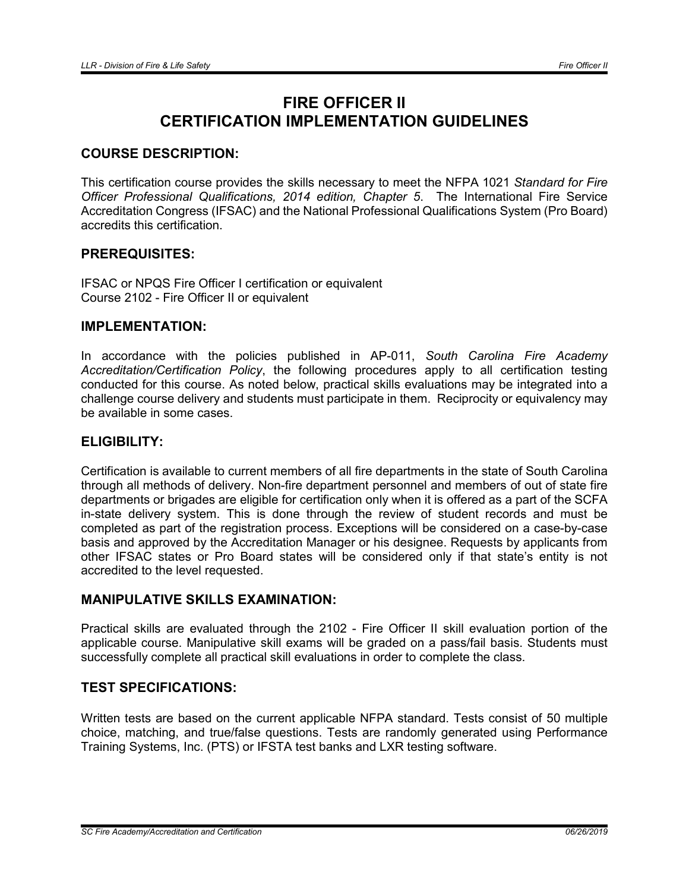# FIRE OFFICER II
# CERTIFICATION IMPLEMENTATION GUIDELINES

## COURSE DESCRIPTION:

This certification course provides the skills necessary to meet the NFPA 1021 *Standard for Fire Officer Professional Qualifications, 2014 edition, Chapter 5*. The International Fire Service Accreditation Congress (IFSAC) and the National Professional Qualifications System (Pro Board) accredits this certification.

## PREREQUISITES:

IFSAC or NPQS Fire Officer I certification or equivalent
Course 2102 - Fire Officer II or equivalent

## IMPLEMENTATION:

In accordance with the policies published in AP-011, *South Carolina Fire Academy Accreditation/Certification Policy*, the following procedures apply to all certification testing conducted for this course. As noted below, practical skills evaluations may be integrated into a challenge course delivery and students must participate in them. Reciprocity or equivalency may be available in some cases.

## ELIGIBILITY:

Certification is available to current members of all fire departments in the state of South Carolina through all methods of delivery. Non-fire department personnel and members of out of state fire departments or brigades are eligible for certification only when it is offered as a part of the SCFA in-state delivery system. This is done through the review of student records and must be completed as part of the registration process. Exceptions will be considered on a case-by-case basis and approved by the Accreditation Manager or his designee. Requests by applicants from other IFSAC states or Pro Board states will be considered only if that state's entity is not accredited to the level requested.

## MANIPULATIVE SKILLS EXAMINATION:

Practical skills are evaluated through the 2102 - Fire Officer II skill evaluation portion of the applicable course. Manipulative skill exams will be graded on a pass/fail basis. Students must successfully complete all practical skill evaluations in order to complete the class.

## TEST SPECIFICATIONS:

Written tests are based on the current applicable NFPA standard. Tests consist of 50 multiple choice, matching, and true/false questions. Tests are randomly generated using Performance Training Systems, Inc. (PTS) or IFSTA test banks and LXR testing software.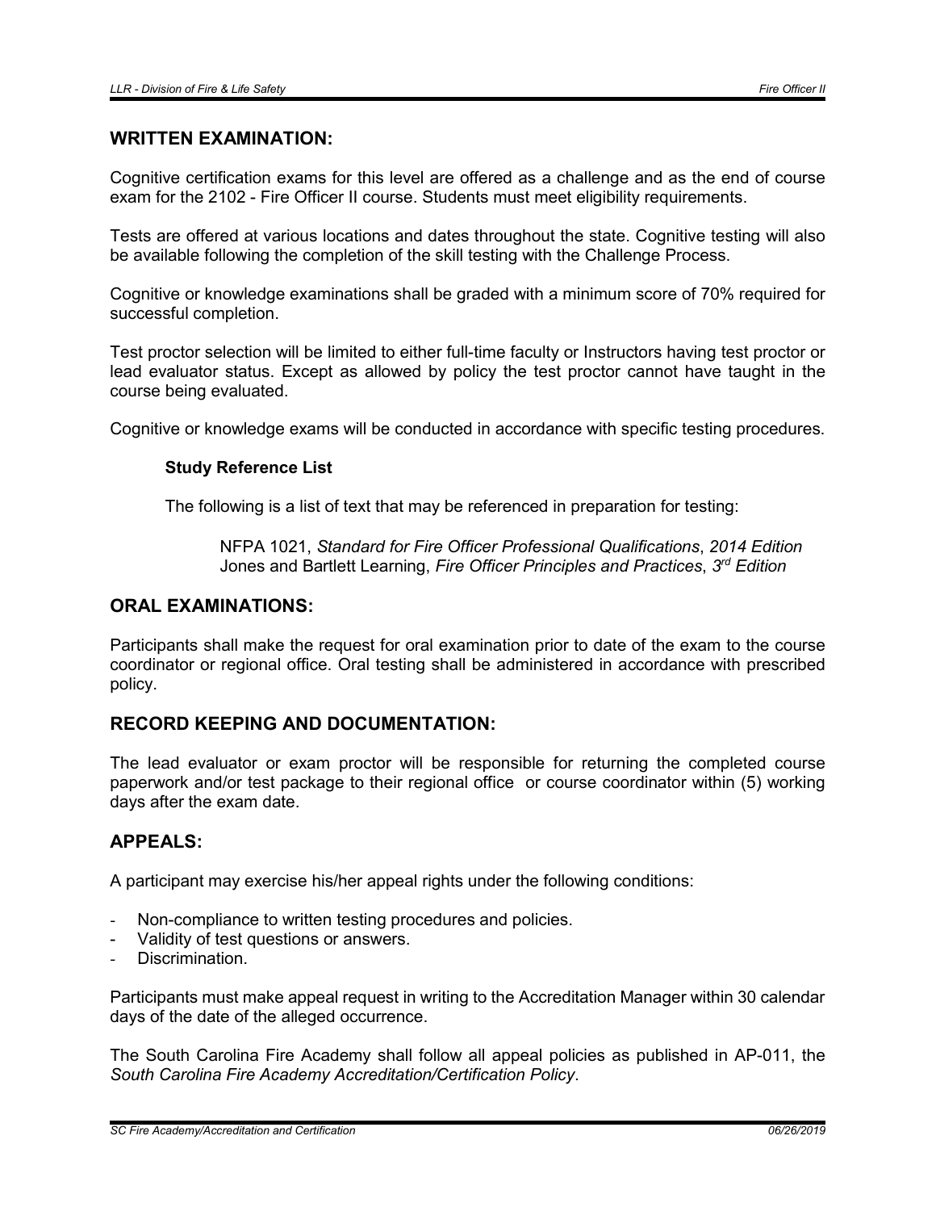## WRITTEN EXAMINATION:

Cognitive certification exams for this level are offered as a challenge and as the end of course exam for the 2102 - Fire Officer II course. Students must meet eligibility requirements.

Tests are offered at various locations and dates throughout the state. Cognitive testing will also be available following the completion of the skill testing with the Challenge Process.

Cognitive or knowledge examinations shall be graded with a minimum score of 70% required for successful completion.

Test proctor selection will be limited to either full-time faculty or Instructors having test proctor or lead evaluator status. Except as allowed by policy the test proctor cannot have taught in the course being evaluated.

Cognitive or knowledge exams will be conducted in accordance with specific testing procedures.

### Study Reference List

The following is a list of text that may be referenced in preparation for testing:

NFPA 1021, *Standard for Fire Officer Professional Qualifications*, *2014 Edition*
Jones and Bartlett Learning, *Fire Officer Principles and Practices*, *3rd Edition*

## ORAL EXAMINATIONS:

Participants shall make the request for oral examination prior to date of the exam to the course coordinator or regional office. Oral testing shall be administered in accordance with prescribed policy.

## RECORD KEEPING AND DOCUMENTATION:

The lead evaluator or exam proctor will be responsible for returning the completed course paperwork and/or test package to their regional office or course coordinator within (5) working days after the exam date.

## APPEALS:

A participant may exercise his/her appeal rights under the following conditions:

- Non-compliance to written testing procedures and policies.
- Validity of test questions or answers.
- Discrimination.

Participants must make appeal request in writing to the Accreditation Manager within 30 calendar days of the date of the alleged occurrence.

The South Carolina Fire Academy shall follow all appeal policies as published in AP-011, the *South Carolina Fire Academy Accreditation/Certification Policy*.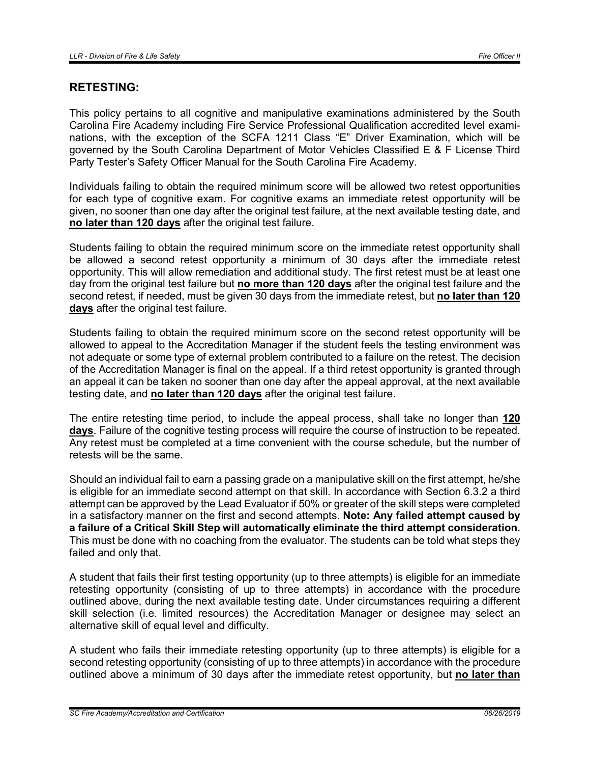## RETESTING:

This policy pertains to all cognitive and manipulative examinations administered by the South Carolina Fire Academy including Fire Service Professional Qualification accredited level examinations, with the exception of the SCFA 1211 Class "E" Driver Examination, which will be governed by the South Carolina Department of Motor Vehicles Classified E & F License Third Party Tester's Safety Officer Manual for the South Carolina Fire Academy.

Individuals failing to obtain the required minimum score will be allowed two retest opportunities for each type of cognitive exam. For cognitive exams an immediate retest opportunity will be given, no sooner than one day after the original test failure, at the next available testing date, and **no later than 120 days** after the original test failure.

Students failing to obtain the required minimum score on the immediate retest opportunity shall be allowed a second retest opportunity a minimum of 30 days after the immediate retest opportunity. This will allow remediation and additional study. The first retest must be at least one day from the original test failure but **no more than 120 days** after the original test failure and the second retest, if needed, must be given 30 days from the immediate retest, but **no later than 120 days** after the original test failure.

Students failing to obtain the required minimum score on the second retest opportunity will be allowed to appeal to the Accreditation Manager if the student feels the testing environment was not adequate or some type of external problem contributed to a failure on the retest. The decision of the Accreditation Manager is final on the appeal. If a third retest opportunity is granted through an appeal it can be taken no sooner than one day after the appeal approval, at the next available testing date, and **no later than 120 days** after the original test failure.

The entire retesting time period, to include the appeal process, shall take no longer than **120 days**. Failure of the cognitive testing process will require the course of instruction to be repeated. Any retest must be completed at a time convenient with the course schedule, but the number of retests will be the same.

Should an individual fail to earn a passing grade on a manipulative skill on the first attempt, he/she is eligible for an immediate second attempt on that skill. In accordance with Section 6.3.2 a third attempt can be approved by the Lead Evaluator if 50% or greater of the skill steps were completed in a satisfactory manner on the first and second attempts. **Note: Any failed attempt caused by a failure of a Critical Skill Step will automatically eliminate the third attempt consideration.** This must be done with no coaching from the evaluator. The students can be told what steps they failed and only that.

A student that fails their first testing opportunity (up to three attempts) is eligible for an immediate retesting opportunity (consisting of up to three attempts) in accordance with the procedure outlined above, during the next available testing date. Under circumstances requiring a different skill selection (i.e. limited resources) the Accreditation Manager or designee may select an alternative skill of equal level and difficulty.

A student who fails their immediate retesting opportunity (up to three attempts) is eligible for a second retesting opportunity (consisting of up to three attempts) in accordance with the procedure outlined above a minimum of 30 days after the immediate retest opportunity, but **no later than**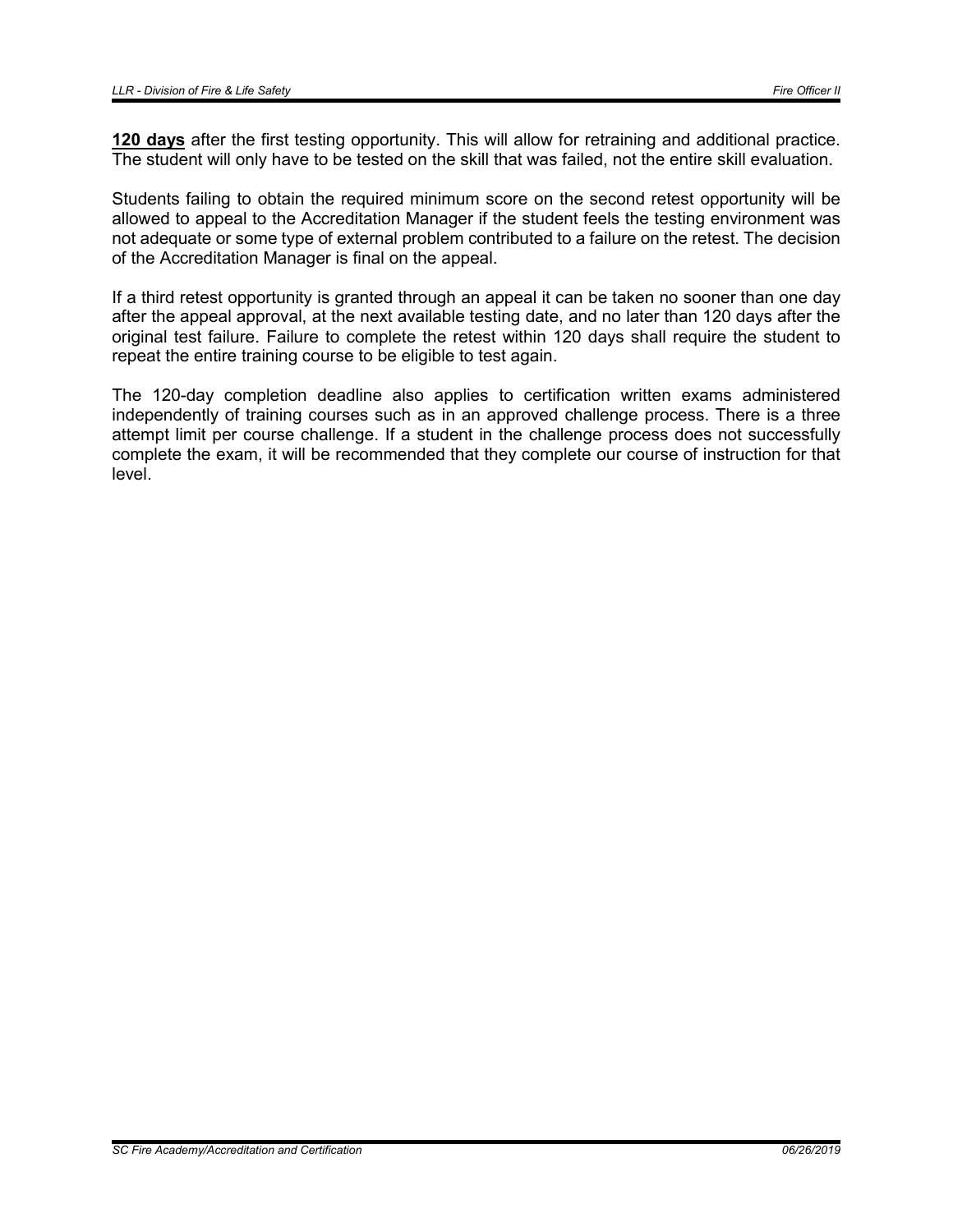**120 days** after the first testing opportunity. This will allow for retraining and additional practice. The student will only have to be tested on the skill that was failed, not the entire skill evaluation.

Students failing to obtain the required minimum score on the second retest opportunity will be allowed to appeal to the Accreditation Manager if the student feels the testing environment was not adequate or some type of external problem contributed to a failure on the retest. The decision of the Accreditation Manager is final on the appeal.

If a third retest opportunity is granted through an appeal it can be taken no sooner than one day after the appeal approval, at the next available testing date, and no later than 120 days after the original test failure. Failure to complete the retest within 120 days shall require the student to repeat the entire training course to be eligible to test again.

The 120-day completion deadline also applies to certification written exams administered independently of training courses such as in an approved challenge process. There is a three attempt limit per course challenge. If a student in the challenge process does not successfully complete the exam, it will be recommended that they complete our course of instruction for that level.